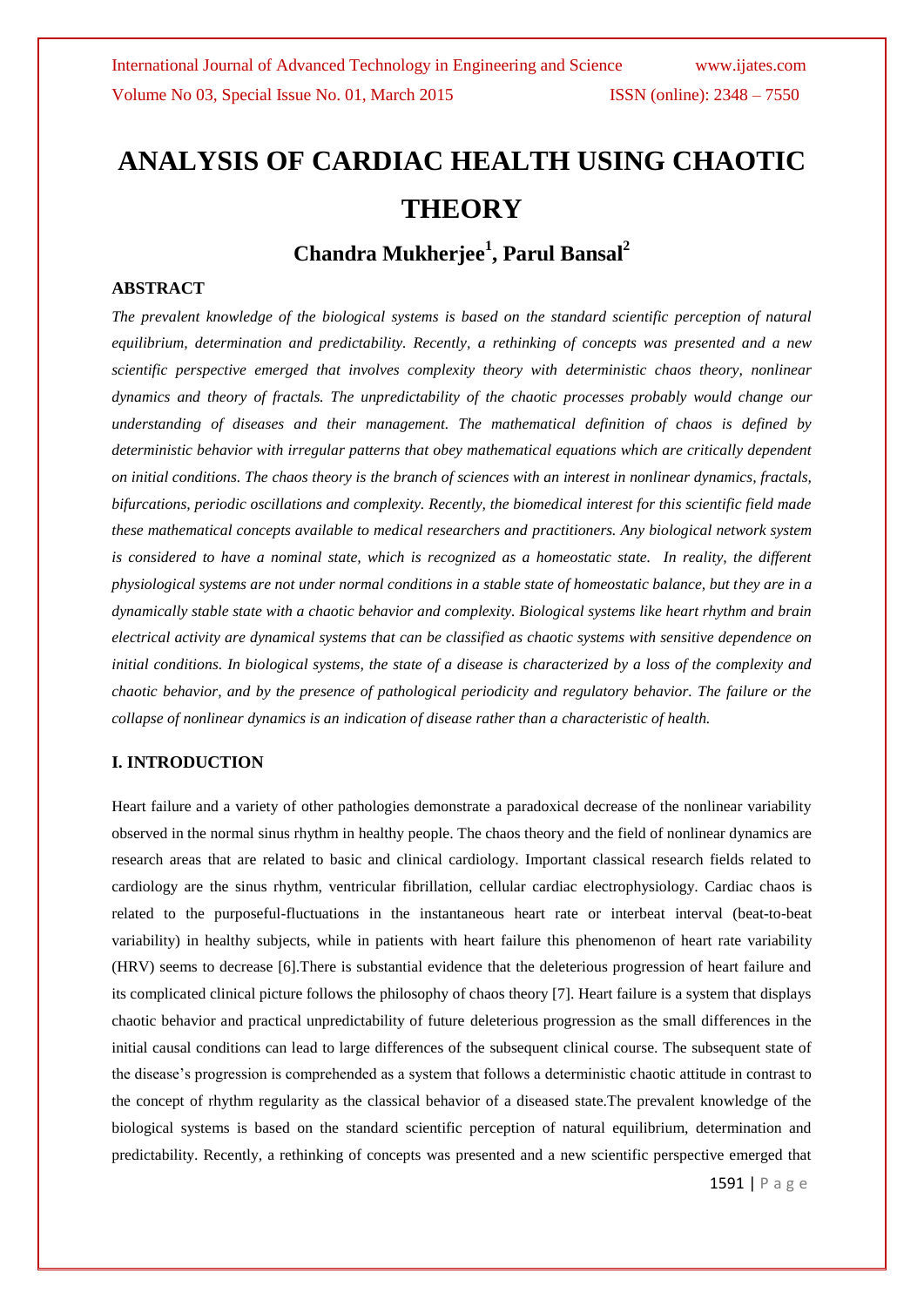# ANALYSIS OF CARDIAC HEALTH USING CHAOTIC THEORY

### Chandra Mukherjee[1], Parul Bansal[2]

## ABSTRACT

*The prevalent knowledge of the biological systems is based on the standard scientific perception of natural equilibrium, determination and predictability. Recently, a rethinking of concepts was presented and a new scientific perspective emerged that involves complexity theory with deterministic chaos theory, nonlinear dynamics and theory of fractals. The unpredictability of the chaotic processes probably would change our understanding of diseases and their management. The mathematical definition of chaos is defined by deterministic behavior with irregular patterns that obey mathematical equations which are critically dependent on initial conditions. The chaos theory is the branch of sciences with an interest in nonlinear dynamics, fractals, bifurcations, periodic oscillations and complexity. Recently, the biomedical interest for this scientific field made these mathematical concepts available to medical researchers and practitioners. Any biological network system is considered to have a nominal state, which is recognized as a homeostatic state. In reality, the different physiological systems are not under normal conditions in a stable state of homeostatic balance, but they are in a dynamically stable state with a chaotic behavior and complexity. Biological systems like heart rhythm and brain electrical activity are dynamical systems that can be classified as chaotic systems with sensitive dependence on initial conditions. In biological systems, the state of a disease is characterized by a loss of the complexity and chaotic behavior, and by the presence of pathological periodicity and regulatory behavior. The failure or the collapse of nonlinear dynamics is an indication of disease rather than a characteristic of health.*

## I. INTRODUCTION

Heart failure and a variety of other pathologies demonstrate a paradoxical decrease of the nonlinear variability observed in the normal sinus rhythm in healthy people. The chaos theory and the field of nonlinear dynamics are research areas that are related to basic and clinical cardiology. Important classical research fields related to cardiology are the sinus rhythm, ventricular fibrillation, cellular cardiac electrophysiology. Cardiac chaos is related to the purposeful-fluctuations in the instantaneous heart rate or interbeat interval (beat-to-beat variability) in healthy subjects, while in patients with heart failure this phenomenon of heart rate variability (HRV) seems to decrease [6].There is substantial evidence that the deleterious progression of heart failure and its complicated clinical picture follows the philosophy of chaos theory [7]. Heart failure is a system that displays chaotic behavior and practical unpredictability of future deleterious progression as the small differences in the initial causal conditions can lead to large differences of the subsequent clinical course. The subsequent state of the disease's progression is comprehended as a system that follows a deterministic chaotic attitude in contrast to the concept of rhythm regularity as the classical behavior of a diseased state.The prevalent knowledge of the biological systems is based on the standard scientific perception of natural equilibrium, determination and predictability. Recently, a rethinking of concepts was presented and a new scientific perspective emerged that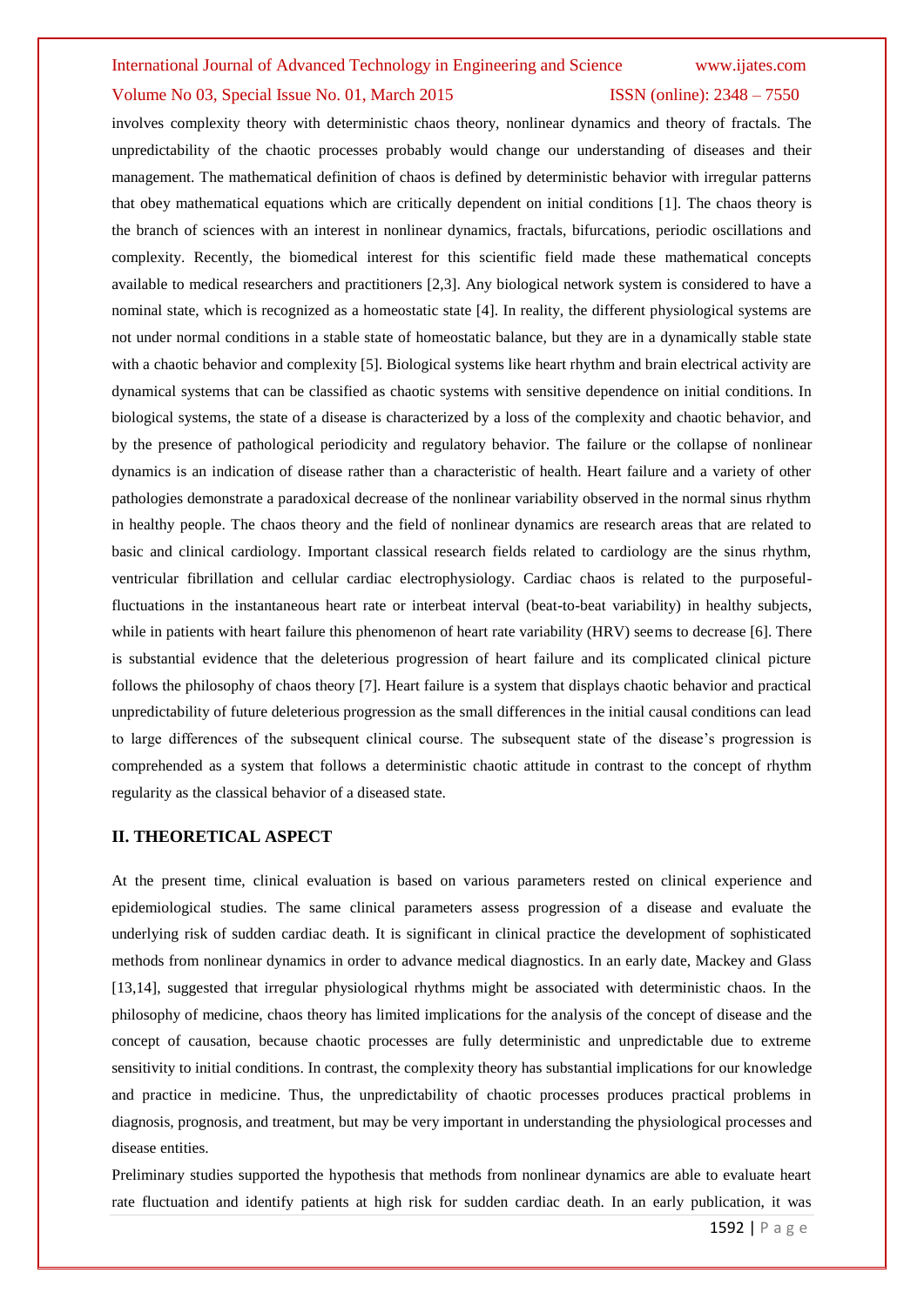involves complexity theory with deterministic chaos theory, nonlinear dynamics and theory of fractals. The unpredictability of the chaotic processes probably would change our understanding of diseases and their management. The mathematical definition of chaos is defined by deterministic behavior with irregular patterns that obey mathematical equations which are critically dependent on initial conditions [1]. The chaos theory is the branch of sciences with an interest in nonlinear dynamics, fractals, bifurcations, periodic oscillations and complexity. Recently, the biomedical interest for this scientific field made these mathematical concepts available to medical researchers and practitioners [2,3]. Any biological network system is considered to have a nominal state, which is recognized as a homeostatic state [4]. In reality, the different physiological systems are not under normal conditions in a stable state of homeostatic balance, but they are in a dynamically stable state with a chaotic behavior and complexity [5]. Biological systems like heart rhythm and brain electrical activity are dynamical systems that can be classified as chaotic systems with sensitive dependence on initial conditions. In biological systems, the state of a disease is characterized by a loss of the complexity and chaotic behavior, and by the presence of pathological periodicity and regulatory behavior. The failure or the collapse of nonlinear dynamics is an indication of disease rather than a characteristic of health. Heart failure and a variety of other pathologies demonstrate a paradoxical decrease of the nonlinear variability observed in the normal sinus rhythm in healthy people. The chaos theory and the field of nonlinear dynamics are research areas that are related to basic and clinical cardiology. Important classical research fields related to cardiology are the sinus rhythm, ventricular fibrillation and cellular cardiac electrophysiology. Cardiac chaos is related to the purposeful-fluctuations in the instantaneous heart rate or interbeat interval (beat-to-beat variability) in healthy subjects, while in patients with heart failure this phenomenon of heart rate variability (HRV) seems to decrease [6]. There is substantial evidence that the deleterious progression of heart failure and its complicated clinical picture follows the philosophy of chaos theory [7]. Heart failure is a system that displays chaotic behavior and practical unpredictability of future deleterious progression as the small differences in the initial causal conditions can lead to large differences of the subsequent clinical course. The subsequent state of the disease's progression is comprehended as a system that follows a deterministic chaotic attitude in contrast to the concept of rhythm regularity as the classical behavior of a diseased state.

## II. THEORETICAL ASPECT

At the present time, clinical evaluation is based on various parameters rested on clinical experience and epidemiological studies. The same clinical parameters assess progression of a disease and evaluate the underlying risk of sudden cardiac death. It is significant in clinical practice the development of sophisticated methods from nonlinear dynamics in order to advance medical diagnostics. In an early date, Mackey and Glass [13,14], suggested that irregular physiological rhythms might be associated with deterministic chaos. In the philosophy of medicine, chaos theory has limited implications for the analysis of the concept of disease and the concept of causation, because chaotic processes are fully deterministic and unpredictable due to extreme sensitivity to initial conditions. In contrast, the complexity theory has substantial implications for our knowledge and practice in medicine. Thus, the unpredictability of chaotic processes produces practical problems in diagnosis, prognosis, and treatment, but may be very important in understanding the physiological processes and disease entities.

Preliminary studies supported the hypothesis that methods from nonlinear dynamics are able to evaluate heart rate fluctuation and identify patients at high risk for sudden cardiac death. In an early publication, it was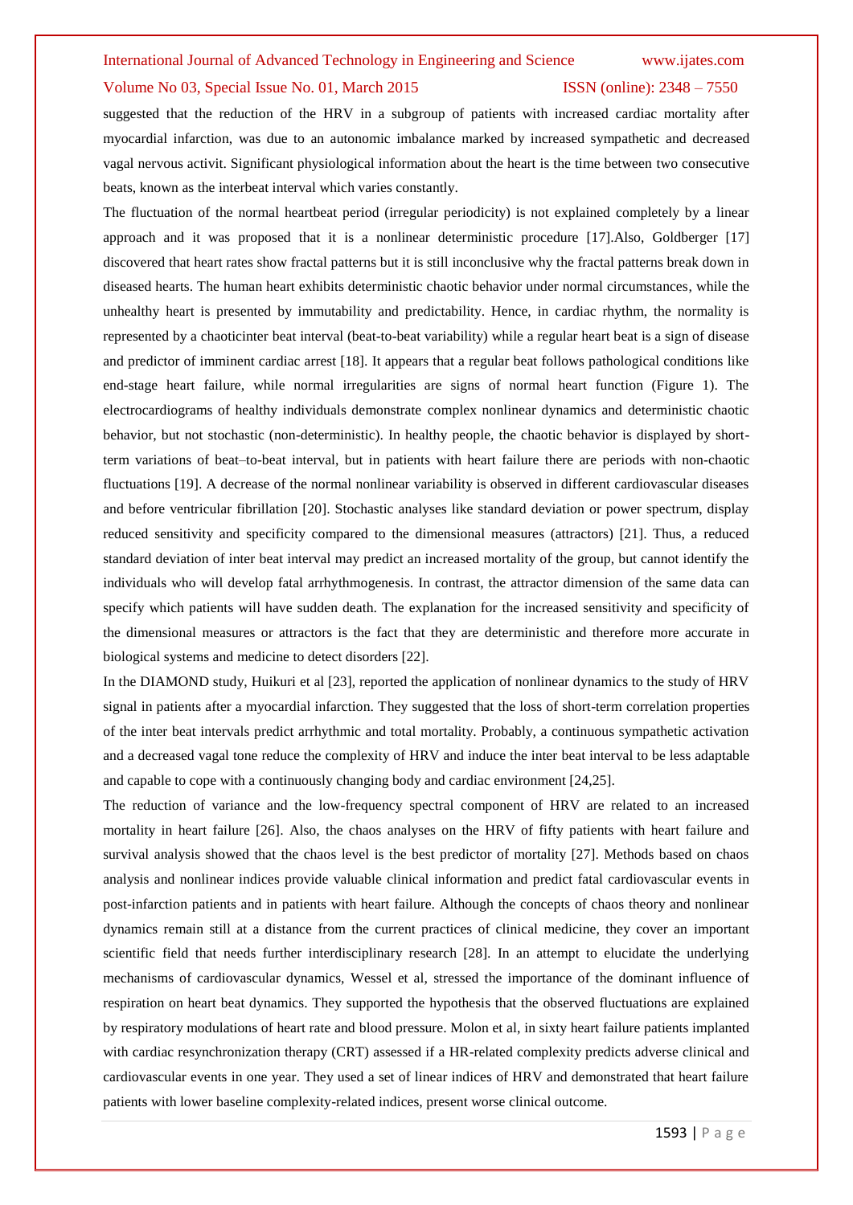suggested that the reduction of the HRV in a subgroup of patients with increased cardiac mortality after myocardial infarction, was due to an autonomic imbalance marked by increased sympathetic and decreased vagal nervous activit. Significant physiological information about the heart is the time between two consecutive beats, known as the interbeat interval which varies constantly.

The fluctuation of the normal heartbeat period (irregular periodicity) is not explained completely by a linear approach and it was proposed that it is a nonlinear deterministic procedure [17].Also, Goldberger [17] discovered that heart rates show fractal patterns but it is still inconclusive why the fractal patterns break down in diseased hearts. The human heart exhibits deterministic chaotic behavior under normal circumstances, while the unhealthy heart is presented by immutability and predictability. Hence, in cardiac rhythm, the normality is represented by a chaoticinter beat interval (beat-to-beat variability) while a regular heart beat is a sign of disease and predictor of imminent cardiac arrest [18]. It appears that a regular beat follows pathological conditions like end-stage heart failure, while normal irregularities are signs of normal heart function (Figure 1). The electrocardiograms of healthy individuals demonstrate complex nonlinear dynamics and deterministic chaotic behavior, but not stochastic (non-deterministic). In healthy people, the chaotic behavior is displayed by short-term variations of beat–to-beat interval, but in patients with heart failure there are periods with non-chaotic fluctuations [19]. A decrease of the normal nonlinear variability is observed in different cardiovascular diseases and before ventricular fibrillation [20]. Stochastic analyses like standard deviation or power spectrum, display reduced sensitivity and specificity compared to the dimensional measures (attractors) [21]. Thus, a reduced standard deviation of inter beat interval may predict an increased mortality of the group, but cannot identify the individuals who will develop fatal arrhythmogenesis. In contrast, the attractor dimension of the same data can specify which patients will have sudden death. The explanation for the increased sensitivity and specificity of the dimensional measures or attractors is the fact that they are deterministic and therefore more accurate in biological systems and medicine to detect disorders [22].

In the DIAMOND study, Huikuri et al [23], reported the application of nonlinear dynamics to the study of HRV signal in patients after a myocardial infarction. They suggested that the loss of short-term correlation properties of the inter beat intervals predict arrhythmic and total mortality. Probably, a continuous sympathetic activation and a decreased vagal tone reduce the complexity of HRV and induce the inter beat interval to be less adaptable and capable to cope with a continuously changing body and cardiac environment [24,25].

The reduction of variance and the low-frequency spectral component of HRV are related to an increased mortality in heart failure [26]. Also, the chaos analyses on the HRV of fifty patients with heart failure and survival analysis showed that the chaos level is the best predictor of mortality [27]. Methods based on chaos analysis and nonlinear indices provide valuable clinical information and predict fatal cardiovascular events in post-infarction patients and in patients with heart failure. Although the concepts of chaos theory and nonlinear dynamics remain still at a distance from the current practices of clinical medicine, they cover an important scientific field that needs further interdisciplinary research [28]. In an attempt to elucidate the underlying mechanisms of cardiovascular dynamics, Wessel et al, stressed the importance of the dominant influence of respiration on heart beat dynamics. They supported the hypothesis that the observed fluctuations are explained by respiratory modulations of heart rate and blood pressure. Molon et al, in sixty heart failure patients implanted with cardiac resynchronization therapy (CRT) assessed if a HR-related complexity predicts adverse clinical and cardiovascular events in one year. They used a set of linear indices of HRV and demonstrated that heart failure patients with lower baseline complexity-related indices, present worse clinical outcome.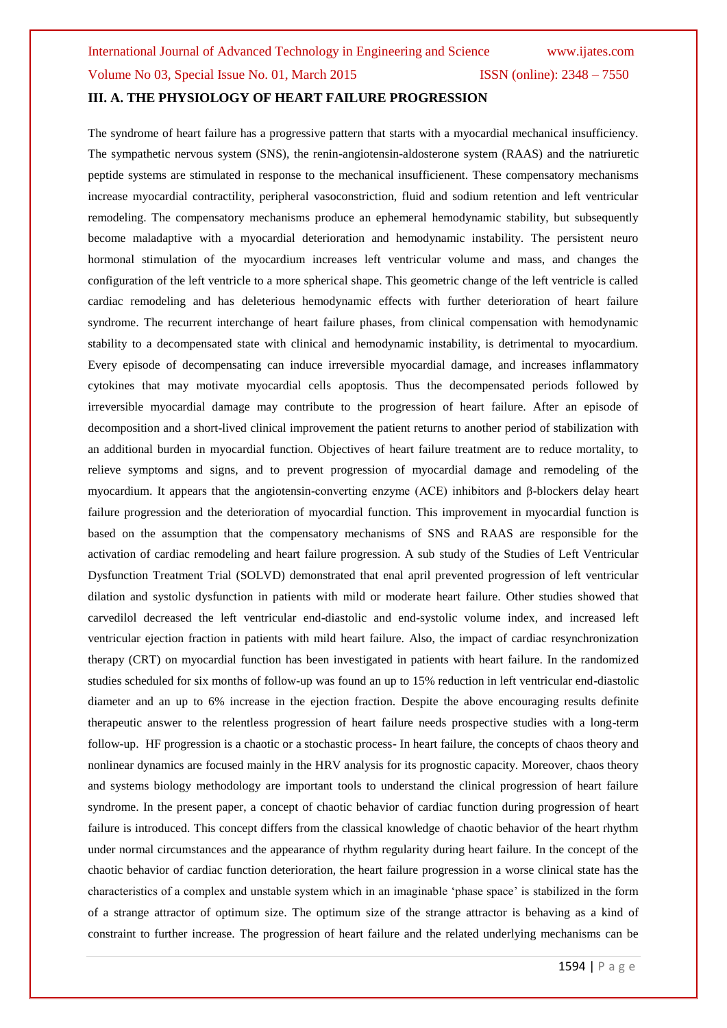### III. A. THE PHYSIOLOGY OF HEART FAILURE PROGRESSION

The syndrome of heart failure has a progressive pattern that starts with a myocardial mechanical insufficiency. The sympathetic nervous system (SNS), the renin-angiotensin-aldosterone system (RAAS) and the natriuretic peptide systems are stimulated in response to the mechanical insufficienent. These compensatory mechanisms increase myocardial contractility, peripheral vasoconstriction, fluid and sodium retention and left ventricular remodeling. The compensatory mechanisms produce an ephemeral hemodynamic stability, but subsequently become maladaptive with a myocardial deterioration and hemodynamic instability. The persistent neuro hormonal stimulation of the myocardium increases left ventricular volume and mass, and changes the configuration of the left ventricle to a more spherical shape. This geometric change of the left ventricle is called cardiac remodeling and has deleterious hemodynamic effects with further deterioration of heart failure syndrome. The recurrent interchange of heart failure phases, from clinical compensation with hemodynamic stability to a decompensated state with clinical and hemodynamic instability, is detrimental to myocardium. Every episode of decompensating can induce irreversible myocardial damage, and increases inflammatory cytokines that may motivate myocardial cells apoptosis. Thus the decompensated periods followed by irreversible myocardial damage may contribute to the progression of heart failure. After an episode of decomposition and a short-lived clinical improvement the patient returns to another period of stabilization with an additional burden in myocardial function. Objectives of heart failure treatment are to reduce mortality, to relieve symptoms and signs, and to prevent progression of myocardial damage and remodeling of the myocardium. It appears that the angiotensin-converting enzyme (ACE) inhibitors and β-blockers delay heart failure progression and the deterioration of myocardial function. This improvement in myocardial function is based on the assumption that the compensatory mechanisms of SNS and RAAS are responsible for the activation of cardiac remodeling and heart failure progression. A sub study of the Studies of Left Ventricular Dysfunction Treatment Trial (SOLVD) demonstrated that enal april prevented progression of left ventricular dilation and systolic dysfunction in patients with mild or moderate heart failure. Other studies showed that carvedilol decreased the left ventricular end-diastolic and end-systolic volume index, and increased left ventricular ejection fraction in patients with mild heart failure. Also, the impact of cardiac resynchronization therapy (CRT) on myocardial function has been investigated in patients with heart failure. In the randomized studies scheduled for six months of follow-up was found an up to 15% reduction in left ventricular end-diastolic diameter and an up to 6% increase in the ejection fraction. Despite the above encouraging results definite therapeutic answer to the relentless progression of heart failure needs prospective studies with a long-term follow-up. HF progression is a chaotic or a stochastic process- In heart failure, the concepts of chaos theory and nonlinear dynamics are focused mainly in the HRV analysis for its prognostic capacity. Moreover, chaos theory and systems biology methodology are important tools to understand the clinical progression of heart failure syndrome. In the present paper, a concept of chaotic behavior of cardiac function during progression of heart failure is introduced. This concept differs from the classical knowledge of chaotic behavior of the heart rhythm under normal circumstances and the appearance of rhythm regularity during heart failure. In the concept of the chaotic behavior of cardiac function deterioration, the heart failure progression in a worse clinical state has the characteristics of a complex and unstable system which in an imaginable 'phase space' is stabilized in the form of a strange attractor of optimum size. The optimum size of the strange attractor is behaving as a kind of constraint to further increase. The progression of heart failure and the related underlying mechanisms can be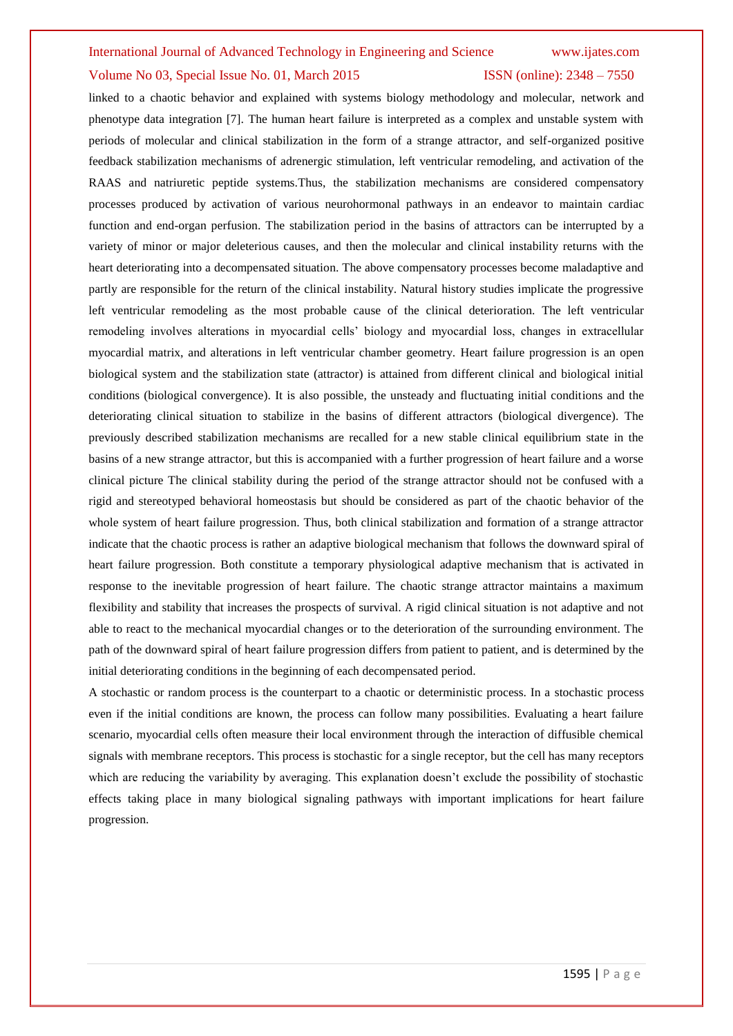linked to a chaotic behavior and explained with systems biology methodology and molecular, network and phenotype data integration [7]. The human heart failure is interpreted as a complex and unstable system with periods of molecular and clinical stabilization in the form of a strange attractor, and self-organized positive feedback stabilization mechanisms of adrenergic stimulation, left ventricular remodeling, and activation of the RAAS and natriuretic peptide systems.Thus, the stabilization mechanisms are considered compensatory processes produced by activation of various neurohormonal pathways in an endeavor to maintain cardiac function and end-organ perfusion. The stabilization period in the basins of attractors can be interrupted by a variety of minor or major deleterious causes, and then the molecular and clinical instability returns with the heart deteriorating into a decompensated situation. The above compensatory processes become maladaptive and partly are responsible for the return of the clinical instability. Natural history studies implicate the progressive left ventricular remodeling as the most probable cause of the clinical deterioration. The left ventricular remodeling involves alterations in myocardial cells' biology and myocardial loss, changes in extracellular myocardial matrix, and alterations in left ventricular chamber geometry. Heart failure progression is an open biological system and the stabilization state (attractor) is attained from different clinical and biological initial conditions (biological convergence). It is also possible, the unsteady and fluctuating initial conditions and the deteriorating clinical situation to stabilize in the basins of different attractors (biological divergence). The previously described stabilization mechanisms are recalled for a new stable clinical equilibrium state in the basins of a new strange attractor, but this is accompanied with a further progression of heart failure and a worse clinical picture The clinical stability during the period of the strange attractor should not be confused with a rigid and stereotyped behavioral homeostasis but should be considered as part of the chaotic behavior of the whole system of heart failure progression. Thus, both clinical stabilization and formation of a strange attractor indicate that the chaotic process is rather an adaptive biological mechanism that follows the downward spiral of heart failure progression. Both constitute a temporary physiological adaptive mechanism that is activated in response to the inevitable progression of heart failure. The chaotic strange attractor maintains a maximum flexibility and stability that increases the prospects of survival. A rigid clinical situation is not adaptive and not able to react to the mechanical myocardial changes or to the deterioration of the surrounding environment. The path of the downward spiral of heart failure progression differs from patient to patient, and is determined by the initial deteriorating conditions in the beginning of each decompensated period.

A stochastic or random process is the counterpart to a chaotic or deterministic process. In a stochastic process even if the initial conditions are known, the process can follow many possibilities. Evaluating a heart failure scenario, myocardial cells often measure their local environment through the interaction of diffusible chemical signals with membrane receptors. This process is stochastic for a single receptor, but the cell has many receptors which are reducing the variability by averaging. This explanation doesn't exclude the possibility of stochastic effects taking place in many biological signaling pathways with important implications for heart failure progression.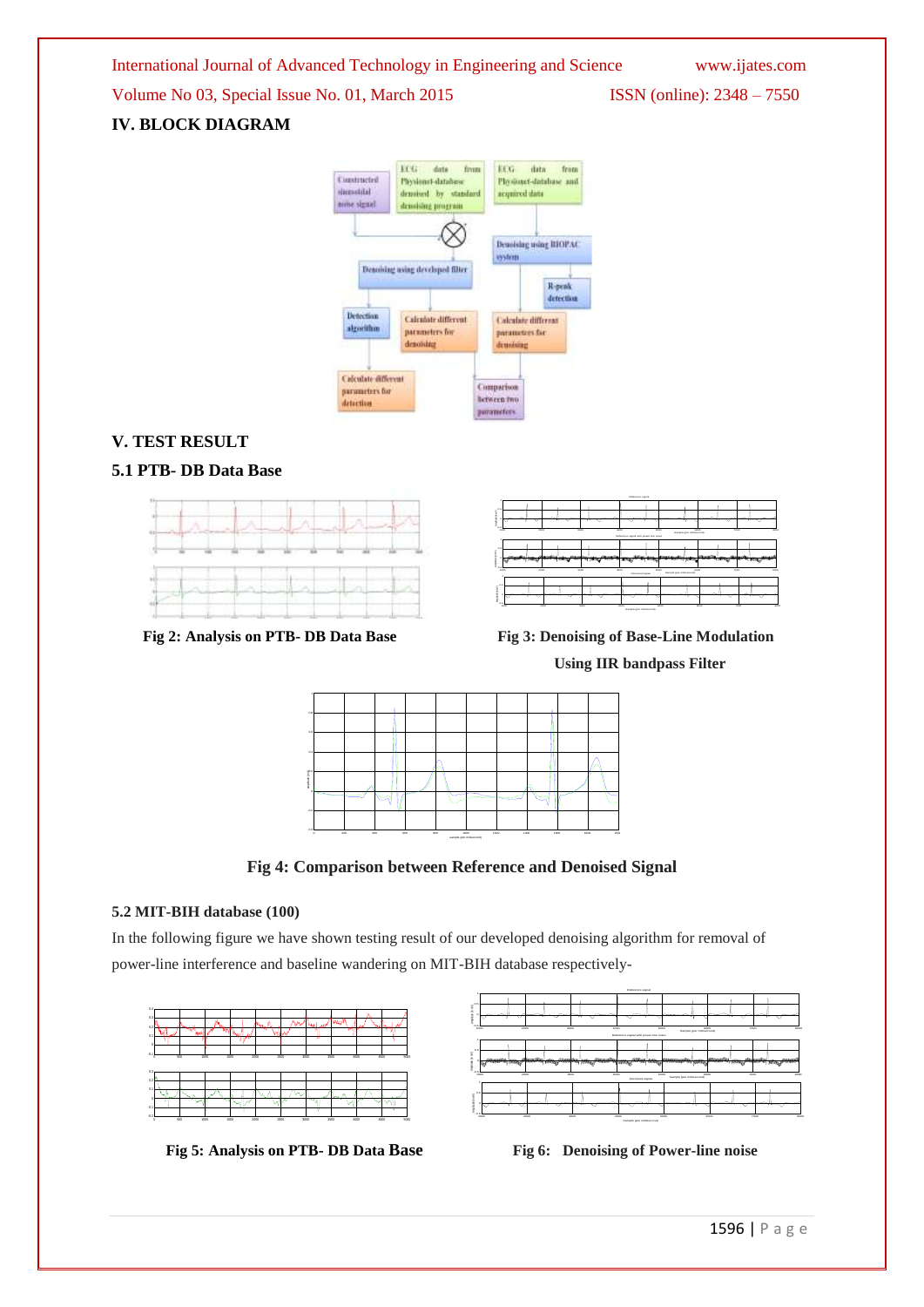## IV. BLOCK DIAGRAM

## V. TEST RESULT

### 5.1 PTB- DB Data Base

**Fig 2: Analysis on PTB- DB Data Base**

**Fig 3: Denoising of Base-Line Modulation Using IIR bandpass Filter**

**Fig 4: Comparison between Reference and Denoised Signal**

### 5.2 MIT-BIH database (100)

In the following figure we have shown testing result of our developed denoising algorithm for removal of power-line interference and baseline wandering on MIT-BIH database respectively-

**Fig 5: Analysis on PTB- DB Data Base**

**Fig 6: Denoising of Power-line noise**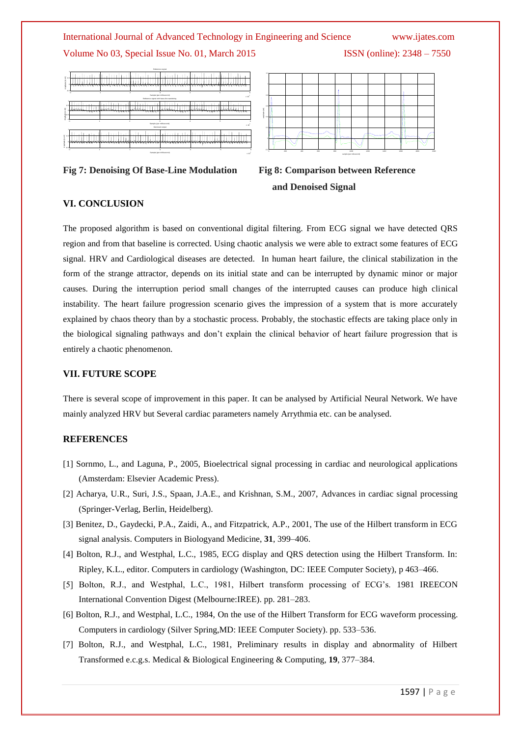**Fig 7: Denoising Of Base-Line Modulation**

**Fig 8: Comparison between Reference and Denoised Signal**

## VI. CONCLUSION

The proposed algorithm is based on conventional digital filtering. From ECG signal we have detected QRS region and from that baseline is corrected. Using chaotic analysis we were able to extract some features of ECG signal. HRV and Cardiological diseases are detected. In human heart failure, the clinical stabilization in the form of the strange attractor, depends on its initial state and can be interrupted by dynamic minor or major causes. During the interruption period small changes of the interrupted causes can produce high clinical instability. The heart failure progression scenario gives the impression of a system that is more accurately explained by chaos theory than by a stochastic process. Probably, the stochastic effects are taking place only in the biological signaling pathways and don't explain the clinical behavior of heart failure progression that is entirely a chaotic phenomenon.

## VII. FUTURE SCOPE

There is several scope of improvement in this paper. It can be analysed by Artificial Neural Network. We have mainly analyzed HRV but Several cardiac parameters namely Arrythmia etc. can be analysed.

## REFERENCES

[1] Sornmo, L., and Laguna, P., 2005, Bioelectrical signal processing in cardiac and neurological applications (Amsterdam: Elsevier Academic Press).

[2] Acharya, U.R., Suri, J.S., Spaan, J.A.E., and Krishnan, S.M., 2007, Advances in cardiac signal processing (Springer-Verlag, Berlin, Heidelberg).

[3] Benitez, D., Gaydecki, P.A., Zaidi, A., and Fitzpatrick, A.P., 2001, The use of the Hilbert transform in ECG signal analysis. Computers in Biologyand Medicine, **31**, 399–406.

[4] Bolton, R.J., and Westphal, L.C., 1985, ECG display and QRS detection using the Hilbert Transform. In: Ripley, K.L., editor. Computers in cardiology (Washington, DC: IEEE Computer Society), p 463–466.

[5] Bolton, R.J., and Westphal, L.C., 1981, Hilbert transform processing of ECG's. 1981 IREECON International Convention Digest (Melbourne:IREE). pp. 281–283.

[6] Bolton, R.J., and Westphal, L.C., 1984, On the use of the Hilbert Transform for ECG waveform processing. Computers in cardiology (Silver Spring,MD: IEEE Computer Society). pp. 533–536.

[7] Bolton, R.J., and Westphal, L.C., 1981, Preliminary results in display and abnormality of Hilbert Transformed e.c.g.s. Medical & Biological Engineering & Computing, **19**, 377–384.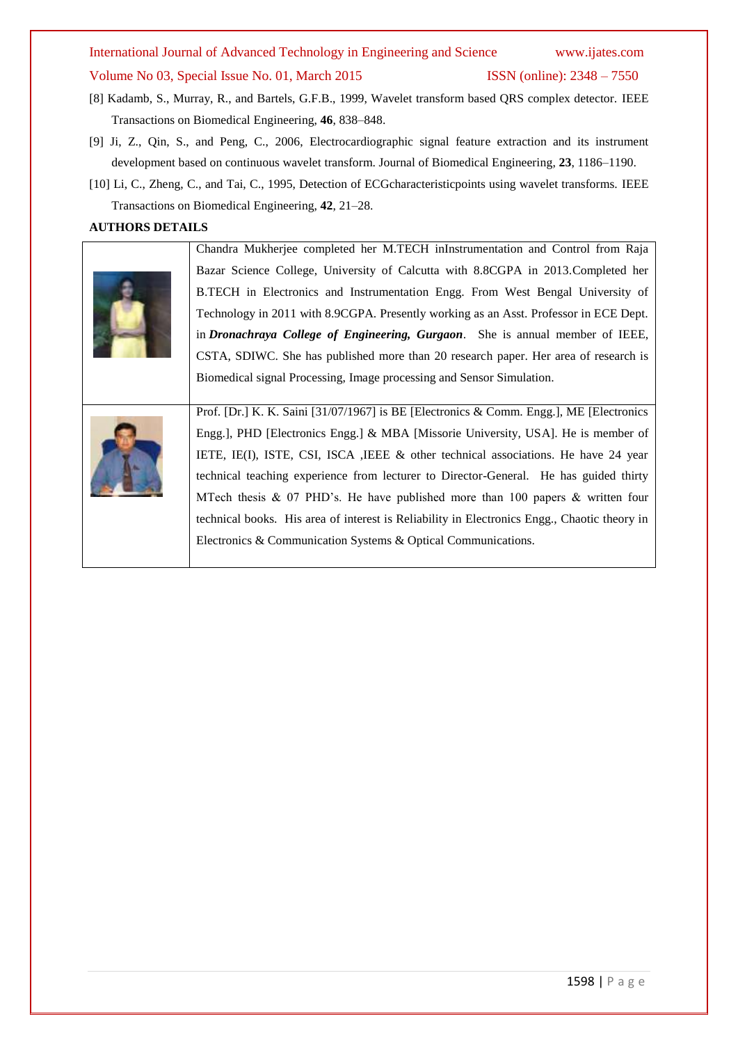[8] Kadamb, S., Murray, R., and Bartels, G.F.B., 1999, Wavelet transform based QRS complex detector. IEEE Transactions on Biomedical Engineering, **46**, 838–848.

[9] Ji, Z., Qin, S., and Peng, C., 2006, Electrocardiographic signal feature extraction and its instrument development based on continuous wavelet transform. Journal of Biomedical Engineering, **23**, 1186–1190.

[10] Li, C., Zheng, C., and Tai, C., 1995, Detection of ECGcharacteristicpoints using wavelet transforms. IEEE Transactions on Biomedical Engineering, **42**, 21–28.

**AUTHORS DETAILS**

| | |
|---|---|
| | Chandra Mukherjee completed her M.TECH inInstrumentation and Control from Raja Bazar Science College, University of Calcutta with 8.8CGPA in 2013.Completed her B.TECH in Electronics and Instrumentation Engg. From West Bengal University of Technology in 2011 with 8.9CGPA. Presently working as an Asst. Professor in ECE Dept. in ***Dronachraya College of Engineering, Gurgaon***. She is annual member of IEEE, CSTA, SDIWC. She has published more than 20 research paper. Her area of research is Biomedical signal Processing, Image processing and Sensor Simulation. |
| | Prof. [Dr.] K. K. Saini [31/07/1967] is BE [Electronics & Comm. Engg.], ME [Electronics Engg.], PHD [Electronics Engg.] & MBA [Missorie University, USA]. He is member of IETE, IE(I), ISTE, CSI, ISCA ,IEEE & other technical associations. He have 24 year technical teaching experience from lecturer to Director-General. He has guided thirty MTech thesis & 07 PHD's. He have published more than 100 papers & written four technical books. His area of interest is Reliability in Electronics Engg., Chaotic theory in Electronics & Communication Systems & Optical Communications. |